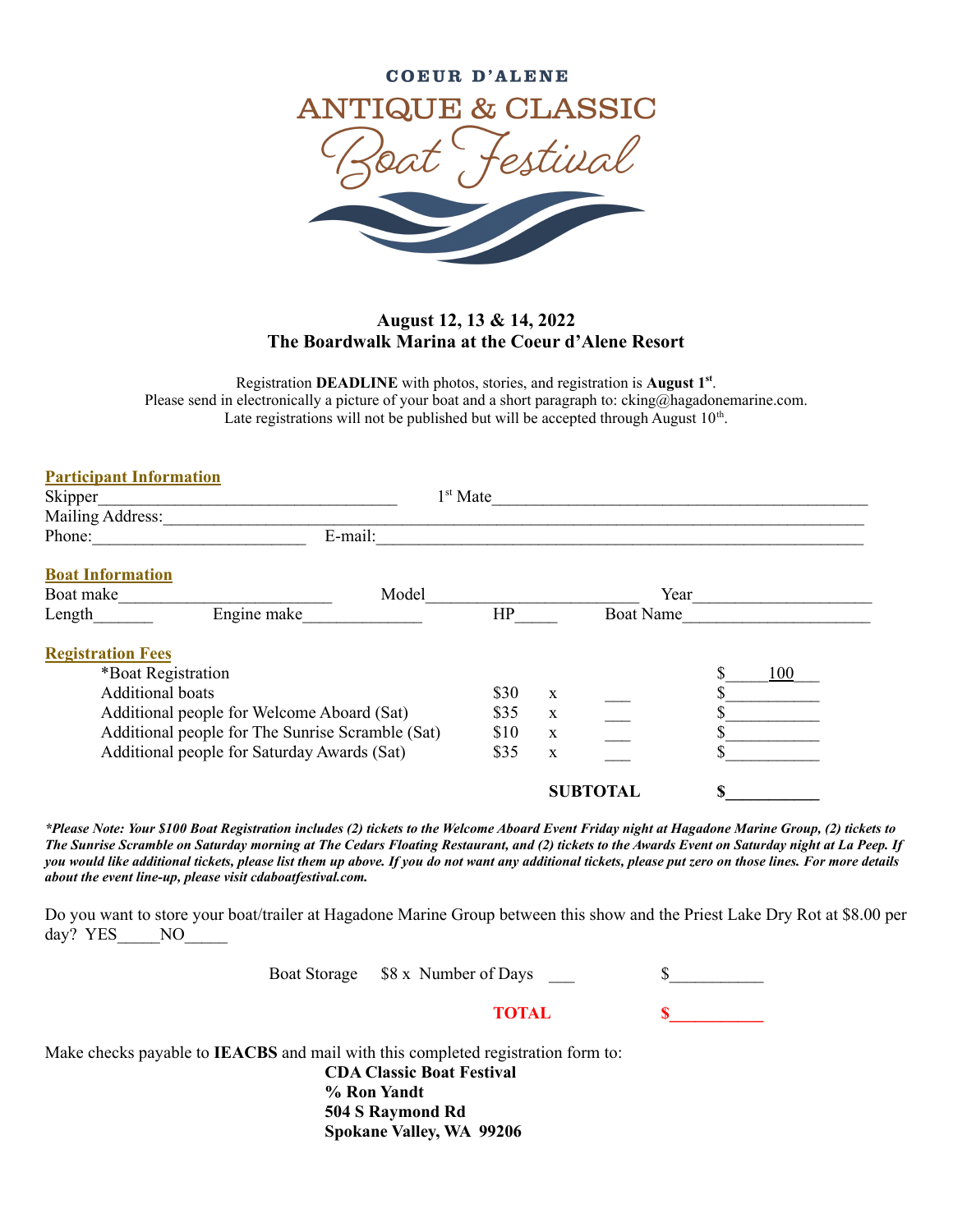# COEUR D'ALENE ANTIQUE & CLASSIC Boat Festival

**August 12, 13 & 14, 2022**
**The Boardwalk Marina at the Coeur d'Alene Resort**

Registration **DEADLINE** with photos, stories, and registration is **August 1st**.
Please send in electronically a picture of your boat and a short paragraph to: cking@hagadonemarine.com.
Late registrations will not be published but will be accepted through August 10th.

## Participant Information

Skipper____________________________________ 1st Mate_____________________________________________

Mailing Address:________________________________________________________________________________

Phone:_________________________ E-mail:____________________________________________________________

## Boat Information

Boat make_________________________ Model_________________________ Year____________________

Length_______ Engine make______________ HP_____ Boat Name______________________

## Registration Fees

| | | | | |
|---|---|---|---|---|
| *Boat Registration | | | | $____100___ |
| Additional boats | $30 | x | ___ | $__________ |
| Additional people for Welcome Aboard (Sat) | $35 | x | ___ | $__________ |
| Additional people for The Sunrise Scramble (Sat) | $10 | x | ___ | $__________ |
| Additional people for Saturday Awards (Sat) | $35 | x | ___ | $__________ |
| | | **SUBTOTAL** | | **$__________** |

***Please Note: Your $100 Boat Registration includes (2) tickets to the Welcome Aboard Event Friday night at Hagadone Marine Group, (2) tickets to The Sunrise Scramble on Saturday morning at The Cedars Floating Restaurant, and (2) tickets to the Awards Event on Saturday night at La Peep. If you would like additional tickets, please list them up above. If you do not want any additional tickets, please put zero on those lines. For more details about the event line-up, please visit cdaboatfestival.com.***

Do you want to store your boat/trailer at Hagadone Marine Group between this show and the Priest Lake Dry Rot at $8.00 per day? YES_____NO_____

Boat Storage $8 x Number of Days ___ $__________

**TOTAL $__________**

Make checks payable to **IEACBS** and mail with this completed registration form to:

**CDA Classic Boat Festival**
**% Ron Yandt**
**504 S Raymond Rd**
**Spokane Valley, WA 99206**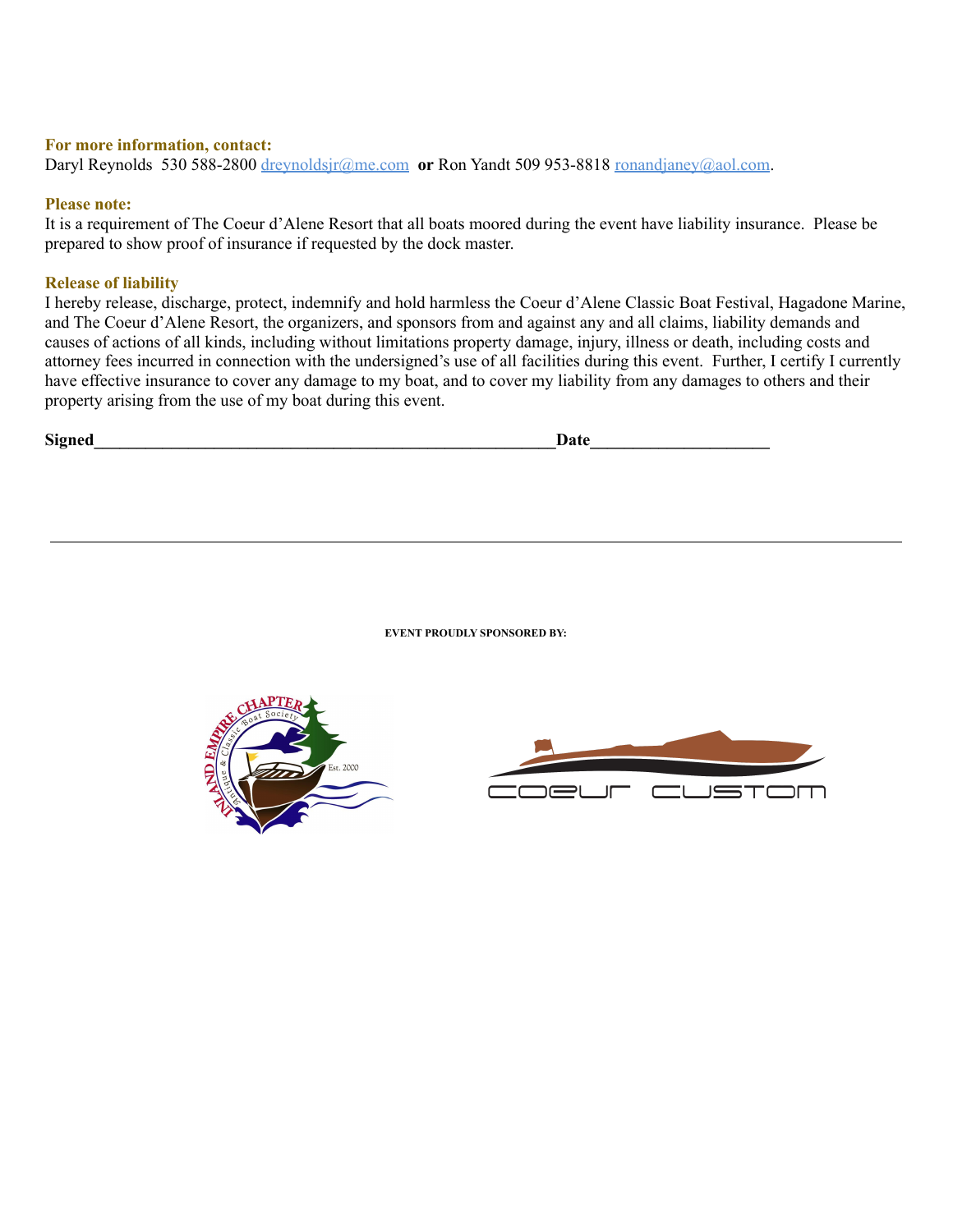**For more information, contact:**
Daryl Reynolds 530 588-2800 dreynoldsjr@me.com **or** Ron Yandt 509 953-8818 ronandjaney@aol.com.

**Please note:**
It is a requirement of The Coeur d'Alene Resort that all boats moored during the event have liability insurance. Please be prepared to show proof of insurance if requested by the dock master.

**Release of liability**
I hereby release, discharge, protect, indemnify and hold harmless the Coeur d'Alene Classic Boat Festival, Hagadone Marine, and The Coeur d'Alene Resort, the organizers, and sponsors from and against any and all claims, liability demands and causes of actions of all kinds, including without limitations property damage, injury, illness or death, including costs and attorney fees incurred in connection with the undersigned's use of all facilities during this event. Further, I certify I currently have effective insurance to cover any damage to my boat, and to cover my liability from any damages to others and their property arising from the use of my boat during this event.

**Signed**\_\_\_\_\_\_\_\_\_\_\_\_\_\_\_\_\_\_\_\_\_\_\_\_\_\_\_\_\_\_\_\_\_\_\_\_\_\_\_\_\_\_\_\_\_\_\_\_\_\_\_\_\_\_**Date**\_\_\_\_\_\_\_\_\_\_\_\_\_\_\_\_\_\_\_\_\_

---

**EVENT PROUDLY SPONSORED BY:**

INLAND EMPIRE CHAPTER Antique & Classic Boat Society Est. 2000

COEUR CUSTOM